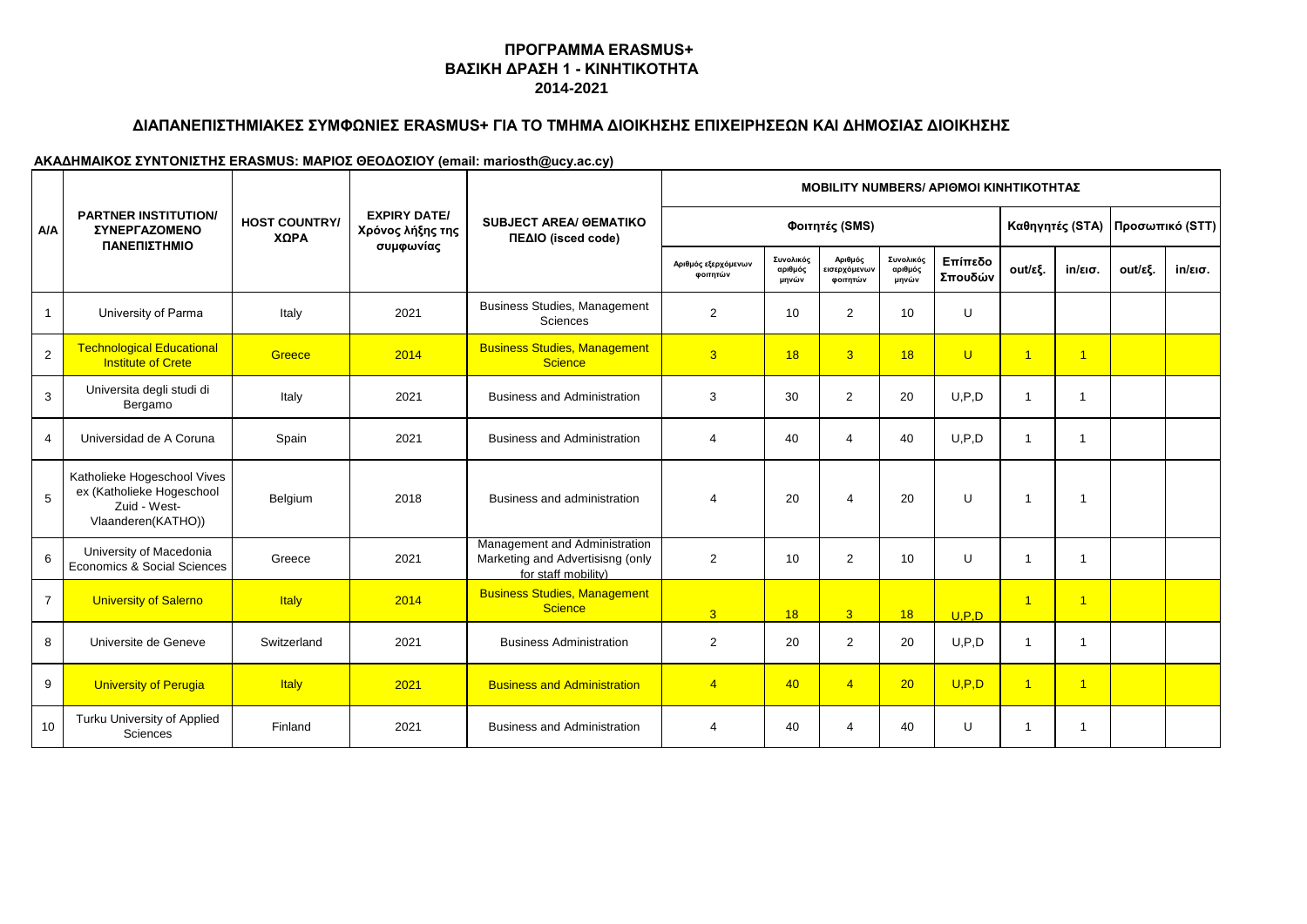# ΠΡΟΓΡΑΜΜΑ ERASMUS+
# ΒΑΣΙΚΗ ΔΡΑΣΗ 1 - ΚΙΝΗΤΙΚΟΤΗΤΑ
# 2014-2021

## ΔΙΑΠΑΝΕΠΙΣΤΗΜΙΑΚΕΣ ΣΥΜΦΩΝΙΕΣ ERASMUS+ ΓΙΑ ΤΟ ΤΜΗΜΑ ΔΙΟΙΚΗΣΗΣ ΕΠΙΧΕΙΡΗΣΕΩΝ ΚΑΙ ΔΗΜΟΣΙΑΣ ΔΙΟΙΚΗΣΗΣ

**ΑΚΑΔΗΜΑΙΚΟΣ ΣΥΝΤΟΝΙΣΤΗΣ ERASMUS: ΜΑΡΙΟΣ ΘΕΟΔΟΣΙΟΥ (email: mariosth@ucy.ac.cy)**

| A/A | PARTNER INSTITUTION/ ΣΥΝΕΡΓΑΖΟΜΕΝΟ ΠΑΝΕΠΙΣΤΗΜΙΟ | HOST COUNTRY/ ΧΩΡΑ | EXPIRY DATE/ Χρόνος λήξης της συμφωνίας | SUBJECT AREA/ ΘΕΜΑΤΙΚΟ ΠΕΔΙΟ (isced code) | MOBILITY NUMBERS/ ΑΡΙΘΜΟΙ ΚΙΝΗΤΙΚΟΤΗΤΑΣ | | | | | | | | |
|---|---|---|---|---|---|---|---|---|---|---|---|---|---|
| | | | | | Φοιτητές (SMS) | | | | | Καθηγητές (STA) | | Προσωπικό (STT) | |
| | | | | | Αριθμός εξερχόμενων φοιτητών | Συνολικός αριθμός μηνών | Αριθμός εισερχόμενων φοιτητών | Συνολικός αριθμός μηνών | Επίπεδο Σπουδών | out/εξ. | in/εισ. | out/εξ. | in/εισ. |
| 1 | University of Parma | Italy | 2021 | Business Studies, Management Sciences | 2 | 10 | 2 | 10 | U | | | | |
| 2 | Technological Educational Institute of Crete | Greece | 2014 | Business Studies, Management Science | 3 | 18 | 3 | 18 | U | 1 | 1 | | |
| 3 | Universita degli studi di Bergamo | Italy | 2021 | Business and Administration | 3 | 30 | 2 | 20 | U,P,D | 1 | 1 | | |
| 4 | Universidad de A Coruna | Spain | 2021 | Business and Administration | 4 | 40 | 4 | 40 | U,P,D | 1 | 1 | | |
| 5 | Katholieke Hogeschool Vives ex (Katholieke Hogeschool Zuid - West-Vlaanderen(KATHO)) | Belgium | 2018 | Business and administration | 4 | 20 | 4 | 20 | U | 1 | 1 | | |
| 6 | University of Macedonia Economics & Social Sciences | Greece | 2021 | Management and Administration Marketing and Advertisisng (only for staff mobility) | 2 | 10 | 2 | 10 | U | 1 | 1 | | |
| 7 | University of Salerno | Italy | 2014 | Business Studies, Management Science | 3 | 18 | 3 | 18 | U,P,D | 1 | 1 | | |
| 8 | Universite de Geneve | Switzerland | 2021 | Business Administration | 2 | 20 | 2 | 20 | U,P,D | 1 | 1 | | |
| 9 | University of Perugia | Italy | 2021 | Business and Administration | 4 | 40 | 4 | 20 | U,P,D | 1 | 1 | | |
| 10 | Turku University of Applied Sciences | Finland | 2021 | Business and Administration | 4 | 40 | 4 | 40 | U | 1 | 1 | | |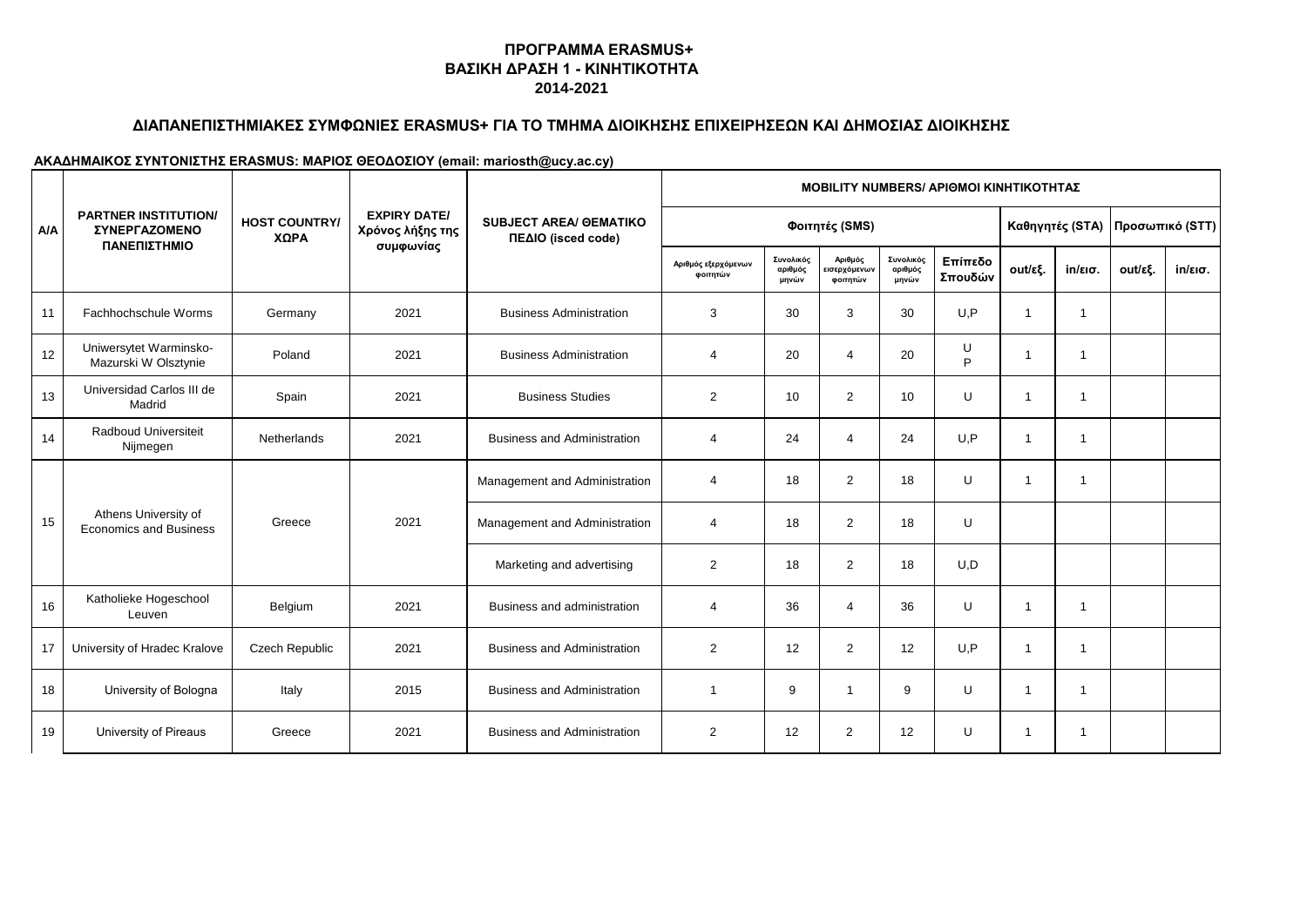## ΠΡΟΓΡΑΜΜΑ ERASMUS+
## ΒΑΣΙΚΗ ΔΡΑΣΗ 1 - ΚΙΝΗΤΙΚΟΤΗΤΑ
## 2014-2021

### ΔΙΑΠΑΝΕΠΙΣΤΗΜΙΑΚΕΣ ΣΥΜΦΩΝΙΕΣ ERASMUS+ ΓΙΑ ΤΟ ΤΜΗΜΑ ΔΙΟΙΚΗΣΗΣ ΕΠΙΧΕΙΡΗΣΕΩΝ ΚΑΙ ΔΗΜΟΣΙΑΣ ΔΙΟΙΚΗΣΗΣ

**ΑΚΑΔΗΜΑΙΚΟΣ ΣΥΝΤΟΝΙΣΤΗΣ ERASMUS: ΜΑΡΙΟΣ ΘΕΟΔΟΣΙΟΥ (email: mariosth@ucy.ac.cy)**

| Α/Α | PARTNER INSTITUTION/ ΣΥΝΕΡΓΑΖΟΜΕΝΟ ΠΑΝΕΠΙΣΤΗΜΙΟ | HOST COUNTRY/ ΧΩΡΑ | EXPIRY DATE/ Χρόνος λήξης της συμφωνίας | SUBJECT AREA/ ΘΕΜΑΤΙΚΟ ΠΕΔΙΟ (isced code) | MOBILITY NUMBERS/ ΑΡΙΘΜΟΙ ΚΙΝΗΤΙΚΟΤΗΤΑΣ | | | | | | | | |
|---|---|---|---|---|---|---|---|---|---|---|---|---|---|
| | | | | | Φοιτητές (SMS) | | | | | Καθηγητές (STA) | | Προσωπικό (STT) | |
| | | | | | Αριθμός εξερχόμενων φοιτητών | Συνολικός αριθμός μηνών | Αριθμός εισερχόμενων φοιτητών | Συνολικός αριθμός μηνών | Επίπεδο Σπουδών | out/εξ. | in/εισ. | out/εξ. | in/εισ. |
| 11 | Fachhochschule Worms | Germany | 2021 | Business Administration | 3 | 30 | 3 | 30 | U,P | 1 | 1 | | |
| 12 | Uniwersytet Warminsko-Mazurski W Olsztynie | Poland | 2021 | Business Administration | 4 | 20 | 4 | 20 | U P | 1 | 1 | | |
| 13 | Universidad Carlos III de Madrid | Spain | 2021 | Business Studies | 2 | 10 | 2 | 10 | U | 1 | 1 | | |
| 14 | Radboud Universiteit Nijmegen | Netherlands | 2021 | Business and Administration | 4 | 24 | 4 | 24 | U,P | 1 | 1 | | |
| 15 | Athens University of Economics and Business | Greece | 2021 | Management and Administration | 4 | 18 | 2 | 18 | U | 1 | 1 | | |
| | | | | Management and Administration | 4 | 18 | 2 | 18 | U | | | | |
| | | | | Marketing and advertising | 2 | 18 | 2 | 18 | U,D | | | | |
| 16 | Katholieke Hogeschool Leuven | Belgium | 2021 | Business and administration | 4 | 36 | 4 | 36 | U | 1 | 1 | | |
| 17 | University of Hradec Kralove | Czech Republic | 2021 | Business and Administration | 2 | 12 | 2 | 12 | U,P | 1 | 1 | | |
| 18 | University of Bologna | Italy | 2015 | Business and Administration | 1 | 9 | 1 | 9 | U | 1 | 1 | | |
| 19 | University of Pireaus | Greece | 2021 | Business and Administration | 2 | 12 | 2 | 12 | U | 1 | 1 | | |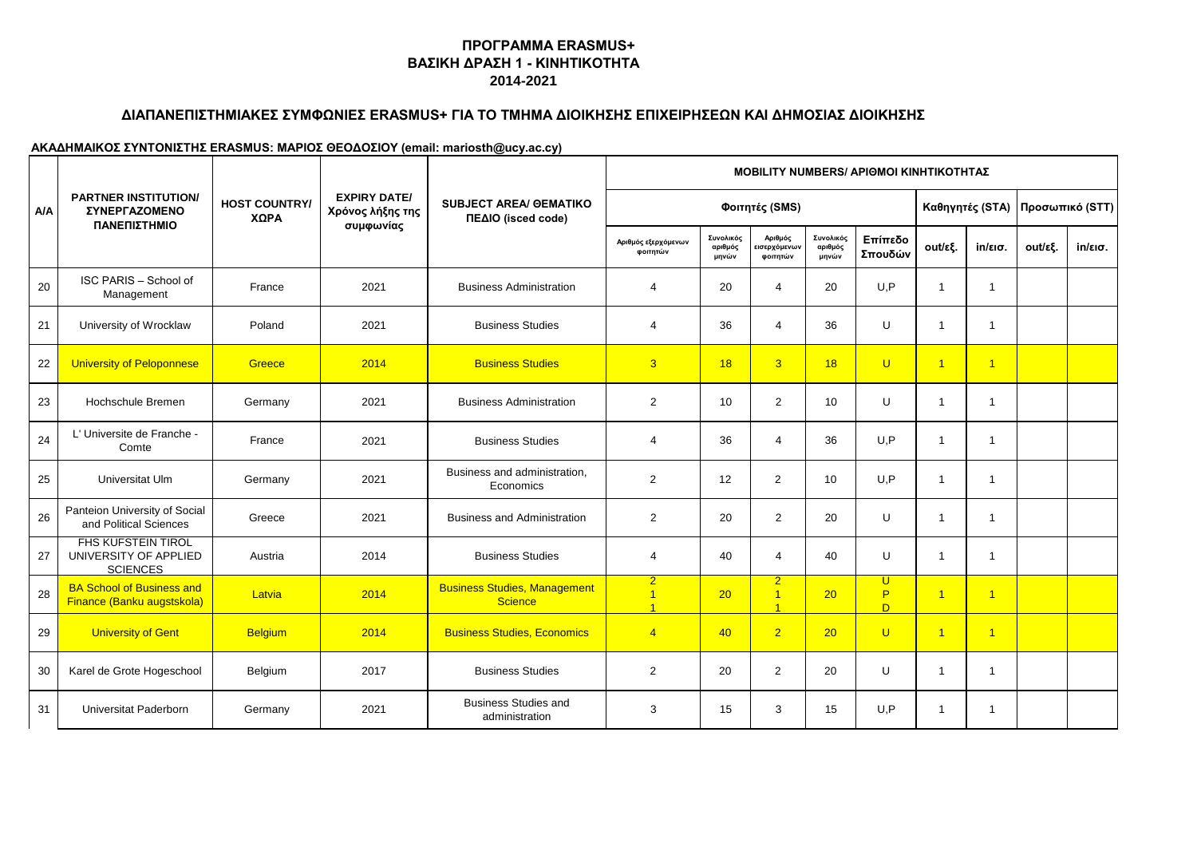# ΠΡΟΓΡΑΜΜΑ ERASMUS+
# ΒΑΣΙΚΗ ΔΡΑΣΗ 1 - ΚΙΝΗΤΙΚΟΤΗΤΑ
# 2014-2021

## ΔΙΑΠΑΝΕΠΙΣΤΗΜΙΑΚΕΣ ΣΥΜΦΩΝΙΕΣ ERASMUS+ ΓΙΑ ΤΟ ΤΜΗΜΑ ΔΙΟΙΚΗΣΗΣ ΕΠΙΧΕΙΡΗΣΕΩΝ ΚΑΙ ΔΗΜΟΣΙΑΣ ΔΙΟΙΚΗΣΗΣ

**ΑΚΑΔΗΜΑΙΚΟΣ ΣΥΝΤΟΝΙΣΤΗΣ ERASMUS: ΜΑΡΙΟΣ ΘΕΟΔΟΣΙΟΥ (email: mariosth@ucy.ac.cy)**

| Α/Α | PARTNER INSTITUTION/ ΣΥΝΕΡΓΑΖΟΜΕΝΟ ΠΑΝΕΠΙΣΤΗΜΙΟ | HOST COUNTRY/ ΧΩΡΑ | EXPIRY DATE/ Χρόνος λήξης της συμφωνίας | SUBJECT AREA/ ΘΕΜΑΤΙΚΟ ΠΕΔΙΟ (isced code) | MOBILITY NUMBERS/ ΑΡΙΘΜΟΙ ΚΙΝΗΤΙΚΟΤΗΤΑΣ | | | | | | | | |
|---|---|---|---|---|---|---|---|---|---|---|---|---|---|
| | | | | | Φοιτητές (SMS) | | | | | Καθηγητές (STA) | | Προσωπικό (STT) | |
| | | | | | Αριθμός εξερχόμενων φοιτητών | Συνολικός αριθμός μηνών | Αριθμός εισερχόμενων φοιτητών | Συνολικός αριθμός μηνών | Επίπεδο Σπουδών | out/εξ. | in/εισ. | out/εξ. | in/εισ. |
| 20 | ISC PARIS – School of Management | France | 2021 | Business Administration | 4 | 20 | 4 | 20 | U,P | 1 | 1 | | |
| 21 | University of Wrocklaw | Poland | 2021 | Business Studies | 4 | 36 | 4 | 36 | U | 1 | 1 | | |
| 22 | University of Peloponnese | Greece | 2014 | Business Studies | 3 | 18 | 3 | 18 | U | 1 | 1 | | |
| 23 | Hochschule Bremen | Germany | 2021 | Business Administration | 2 | 10 | 2 | 10 | U | 1 | 1 | | |
| 24 | L' Universite de Franche - Comte | France | 2021 | Business Studies | 4 | 36 | 4 | 36 | U,P | 1 | 1 | | |
| 25 | Universitat Ulm | Germany | 2021 | Business and administration, Economics | 2 | 12 | 2 | 10 | U,P | 1 | 1 | | |
| 26 | Panteion University of Social and Political Sciences | Greece | 2021 | Business and Administration | 2 | 20 | 2 | 20 | U | 1 | 1 | | |
| 27 | FHS KUFSTEIN TIROL UNIVERSITY OF APPLIED SCIENCES | Austria | 2014 | Business Studies | 4 | 40 | 4 | 40 | U | 1 | 1 | | |
| 28 | BA School of Business and Finance (Banku augstskola) | Latvia | 2014 | Business Studies, Management Science | 2 1 1 | 20 | 2 1 1 | 20 | U P D | 1 | 1 | | |
| 29 | University of Gent | Belgium | 2014 | Business Studies, Economics | 4 | 40 | 2 | 20 | U | 1 | 1 | | |
| 30 | Karel de Grote Hogeschool | Belgium | 2017 | Business Studies | 2 | 20 | 2 | 20 | U | 1 | 1 | | |
| 31 | Universitat Paderborn | Germany | 2021 | Business Studies and administration | 3 | 15 | 3 | 15 | U,P | 1 | 1 | | |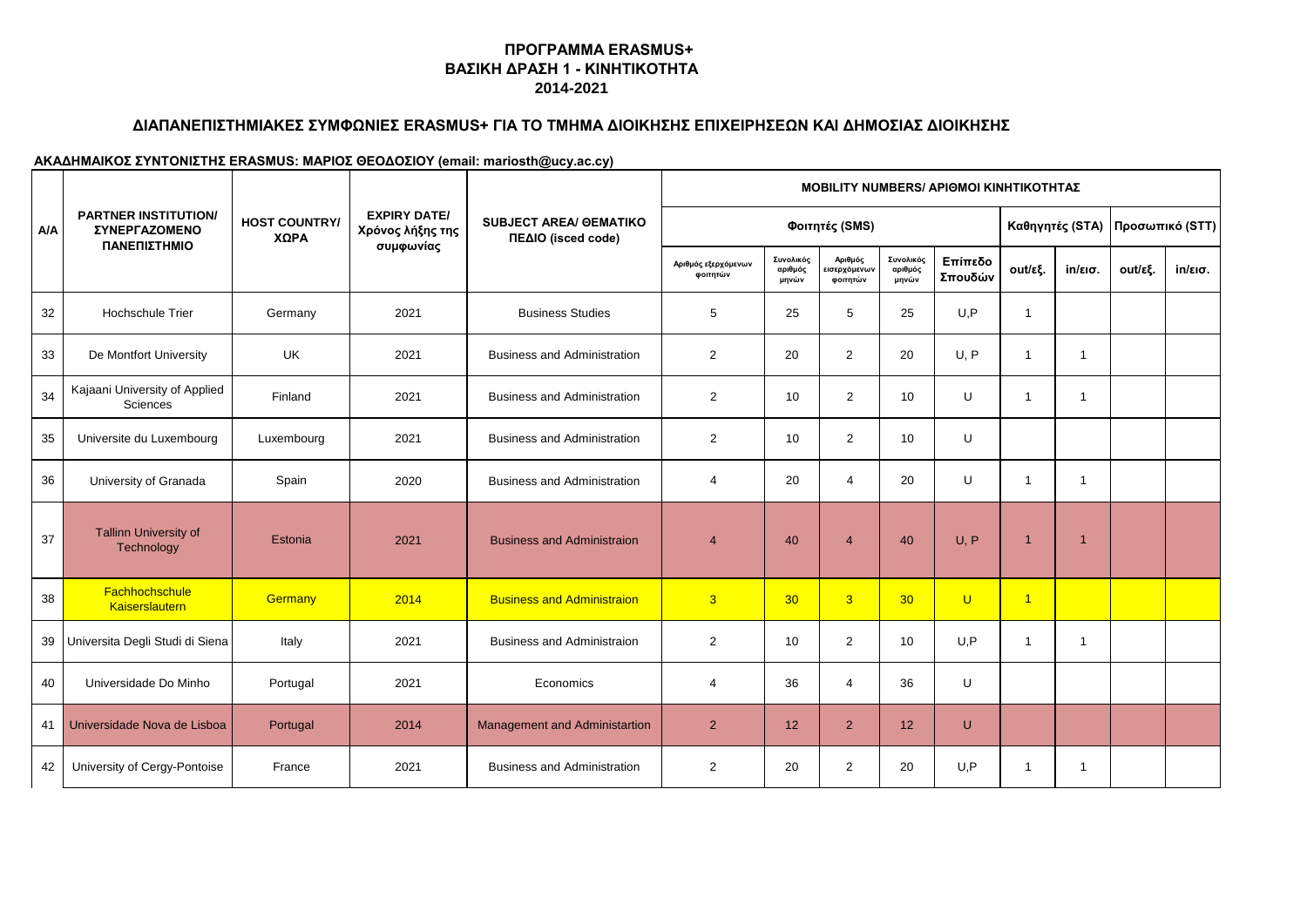# ΠΡΟΓΡΑΜΜΑ ERASMUS+
# ΒΑΣΙΚΗ ΔΡΑΣΗ 1 - ΚΙΝΗΤΙΚΟΤΗΤΑ
# 2014-2021

## ΔΙΑΠΑΝΕΠΙΣΤΗΜΙΑΚΕΣ ΣΥΜΦΩΝΙΕΣ ERASMUS+ ΓΙΑ ΤΟ ΤΜΗΜΑ ΔΙΟΙΚΗΣΗΣ ΕΠΙΧΕΙΡΗΣΕΩΝ ΚΑΙ ΔΗΜΟΣΙΑΣ ΔΙΟΙΚΗΣΗΣ

**ΑΚΑΔΗΜΑΙΚΟΣ ΣΥΝΤΟΝΙΣΤΗΣ ERASMUS: ΜΑΡΙΟΣ ΘΕΟΔΟΣΙΟΥ (email: mariosth@ucy.ac.cy)**

| A/A | PARTNER INSTITUTION/ ΣΥΝΕΡΓΑΖΟΜΕΝΟ ΠΑΝΕΠΙΣΤΗΜΙΟ | HOST COUNTRY/ ΧΩΡΑ | EXPIRY DATE/ Χρόνος λήξης της συμφωνίας | SUBJECT AREA/ ΘΕΜΑΤΙΚΟ ΠΕΔΙΟ (isced code) | MOBILITY NUMBERS/ ΑΡΙΘΜΟΙ ΚΙΝΗΤΙΚΟΤΗΤΑΣ | | | | | | | | |
|---|---|---|---|---|---|---|---|---|---|---|---|---|---|
| | | | | | Φοιτητές (SMS) | | | | | Καθηγητές (STA) | | Προσωπικό (STT) | |
| | | | | | Αριθμός εξερχόμενων φοιτητών | Συνολικός αριθμός μηνών | Αριθμός εισερχόμενων φοιτητών | Συνολικός αριθμός μηνών | Επίπεδο Σπουδών | out/εξ. | in/εισ. | out/εξ. | in/εισ. |
| 32 | Hochschule Trier | Germany | 2021 | Business Studies | 5 | 25 | 5 | 25 | U,P | 1 | | | |
| 33 | De Montfort University | UK | 2021 | Business and Administration | 2 | 20 | 2 | 20 | U, P | 1 | 1 | | |
| 34 | Kajaani University of Applied Sciences | Finland | 2021 | Business and Administration | 2 | 10 | 2 | 10 | U | 1 | 1 | | |
| 35 | Universite du Luxembourg | Luxembourg | 2021 | Business and Administration | 2 | 10 | 2 | 10 | U | | | | |
| 36 | University of Granada | Spain | 2020 | Business and Administration | 4 | 20 | 4 | 20 | U | 1 | 1 | | |
| 37 | Tallinn University of Technology | Estonia | 2021 | Business and Administraion | 4 | 40 | 4 | 40 | U, P | 1 | 1 | | |
| 38 | Fachhochschule Kaiserslautern | Germany | 2014 | Business and Administraion | 3 | 30 | 3 | 30 | U | 1 | | | |
| 39 | Universita Degli Studi di Siena | Italy | 2021 | Business and Administraion | 2 | 10 | 2 | 10 | U,P | 1 | 1 | | |
| 40 | Universidade Do Minho | Portugal | 2021 | Economics | 4 | 36 | 4 | 36 | U | | | | |
| 41 | Universidade Nova de Lisboa | Portugal | 2014 | Management and Administartion | 2 | 12 | 2 | 12 | U | | | | |
| 42 | University of Cergy-Pontoise | France | 2021 | Business and Administration | 2 | 20 | 2 | 20 | U,P | 1 | 1 | | |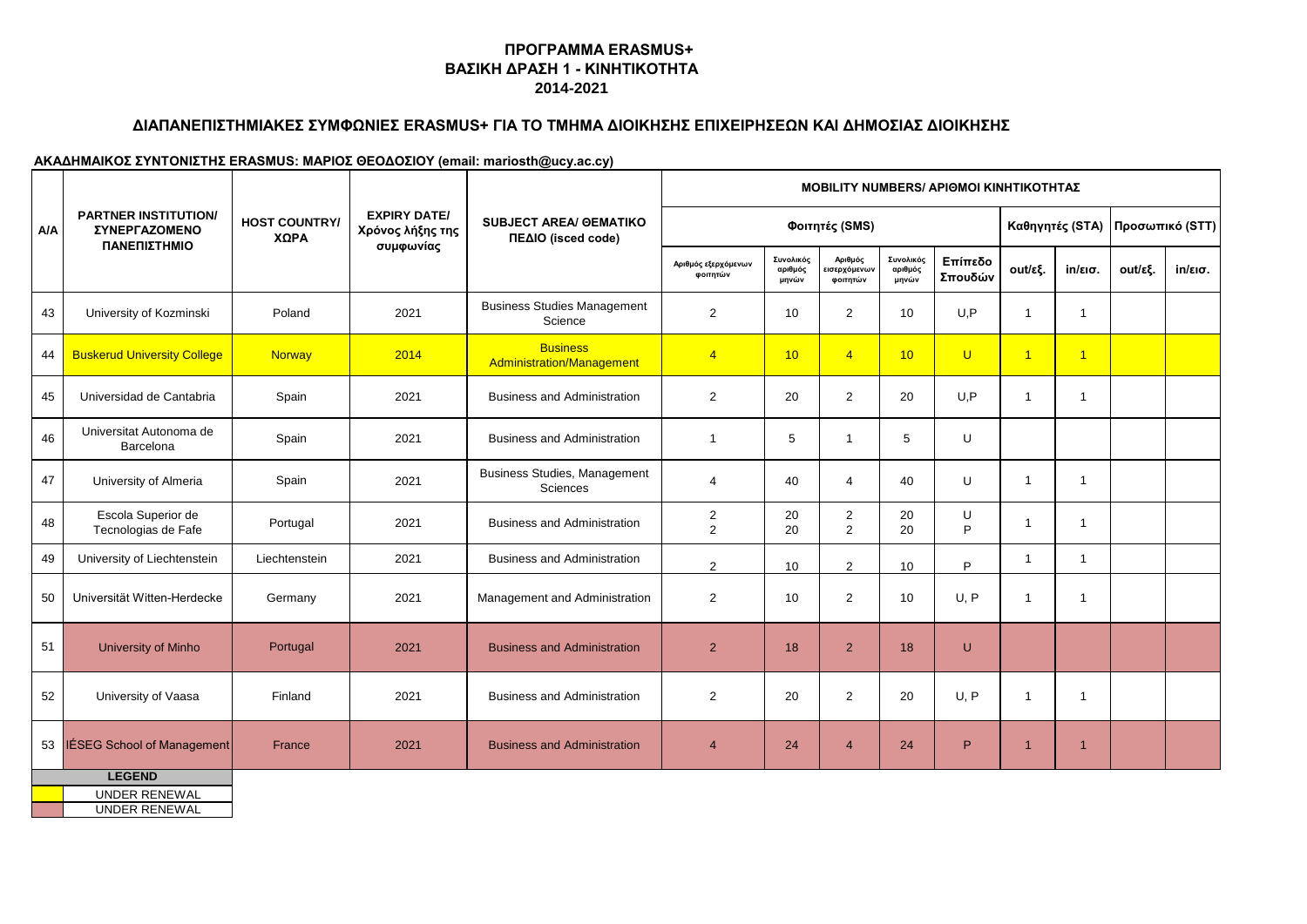# ΠΡΟΓΡΑΜΜΑ ERASMUS+
# ΒΑΣΙΚΗ ΔΡΑΣΗ 1 - ΚΙΝΗΤΙΚΟΤΗΤΑ
# 2014-2021

## ΔΙΑΠΑΝΕΠΙΣΤΗΜΙΑΚΕΣ ΣΥΜΦΩΝΙΕΣ ERASMUS+ ΓΙΑ ΤΟ ΤΜΗΜΑ ΔΙΟΙΚΗΣΗΣ ΕΠΙΧΕΙΡΗΣΕΩΝ ΚΑΙ ΔΗΜΟΣΙΑΣ ΔΙΟΙΚΗΣΗΣ

**ΑΚΑΔΗΜΑΙΚΟΣ ΣΥΝΤΟΝΙΣΤΗΣ ERASMUS: ΜΑΡΙΟΣ ΘΕΟΔΟΣΙΟΥ (email: mariosth@ucy.ac.cy)**

| Α/Α | PARTNER INSTITUTION/ ΣΥΝΕΡΓΑΖΟΜΕΝΟ ΠΑΝΕΠΙΣΤΗΜΙΟ | HOST COUNTRY/ ΧΩΡΑ | EXPIRY DATE/ Χρόνος λήξης της συμφωνίας | SUBJECT AREA/ ΘΕΜΑΤΙΚΟ ΠΕΔΙΟ (isced code) | MOBILITY NUMBERS/ ΑΡΙΘΜΟΙ ΚΙΝΗΤΙΚΟΤΗΤΑΣ | | | | | | | | |
|---|---|---|---|---|---|---|---|---|---|---|---|---|---|
| | | | | | Φοιτητές (SMS) | | | | | Καθηγητές (STA) | | Προσωπικό (STT) | |
| | | | | | Αριθμός εξερχόμενων φοιτητών | Συνολικός αριθμός μηνών | Αριθμός εισερχόμενων φοιτητών | Συνολικός αριθμός μηνών | Επίπεδο Σπουδών | out/εξ. | in/εισ. | out/εξ. | in/εισ. |
| 43 | University of Kozminski | Poland | 2021 | Business Studies Management Science | 2 | 10 | 2 | 10 | U,P | 1 | 1 | | |
| 44 | Buskerud University College | Norway | 2014 | Business Administration/Management | 4 | 10 | 4 | 10 | U | 1 | 1 | | |
| 45 | Universidad de Cantabria | Spain | 2021 | Business and Administration | 2 | 20 | 2 | 20 | U,P | 1 | 1 | | |
| 46 | Universitat Autonoma de Barcelona | Spain | 2021 | Business and Administration | 1 | 5 | 1 | 5 | U | | | | |
| 47 | University of Almeria | Spain | 2021 | Business Studies, Management Sciences | 4 | 40 | 4 | 40 | U | 1 | 1 | | |
| 48 | Escola Superior de Tecnologias de Fafe | Portugal | 2021 | Business and Administration | 2<br>2 | 20<br>20 | 2<br>2 | 20<br>20 | U<br>P | 1 | 1 | | |
| 49 | University of Liechtenstein | Liechtenstein | 2021 | Business and Administration | 2 | 10 | 2 | 10 | P | 1 | 1 | | |
| 50 | Universität Witten-Herdecke | Germany | 2021 | Management and Administration | 2 | 10 | 2 | 10 | U, P | 1 | 1 | | |
| 51 | University of Minho | Portugal | 2021 | Business and Administration | 2 | 18 | 2 | 18 | U | | | | |
| 52 | University of Vaasa | Finland | 2021 | Business and Administration | 2 | 20 | 2 | 20 | U, P | 1 | 1 | | |
| 53 | IÉSEG School of Management | France | 2021 | Business and Administration | 4 | 24 | 4 | 24 | P | 1 | 1 | | |

**LEGEND**

| | |
|---|---|
| (yellow) | UNDER RENEWAL |
| (pink) | UNDER RENEWAL |